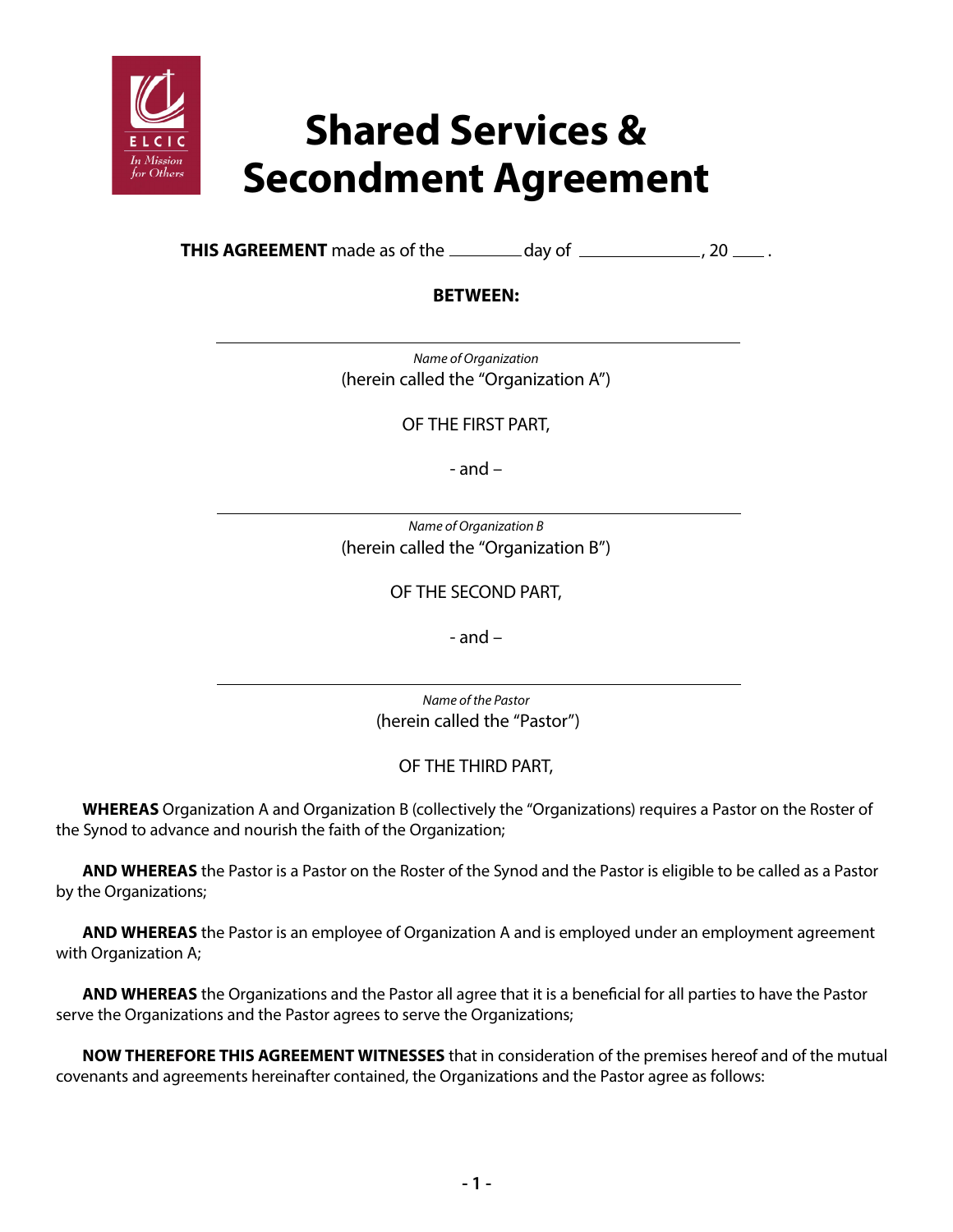# Shared Services & Secondment Agreement

**THIS AGREEMENT** made as of the ________ day of ______________, 20 ____.

**BEWEEN:**

______________________________________________

*Name of Organization*
(herein called the "Organization A")

OF THE FIRST PART,

- and –

______________________________________________

*Name of Organization B*
(herein called the "Organization B")

OF THE SECOND PART,

- and –

______________________________________________

*Name of the Pastor*
(herein called the "Pastor")

OF THE THIRD PART,

**WHEREAS** Organization A and Organization B (collectively the "Organizations) requires a Pastor on the Roster of the Synod to advance and nourish the faith of the Organization;

**AND WHEREAS** the Pastor is a Pastor on the Roster of the Synod and the Pastor is eligible to be called as a Pastor by the Organizations;

**AND WHEREAS** the Pastor is an employee of Organization A and is employed under an employment agreement with Organization A;

**AND WHEREAS** the Organizations and the Pastor all agree that it is a beneficial for all parties to have the Pastor serve the Organizations and the Pastor agrees to serve the Organizations;

**NOW THEREFORE THIS AGREEMENT WITNESSES** that in consideration of the premises hereof and of the mutual covenants and agreements hereinafter contained, the Organizations and the Pastor agree as follows: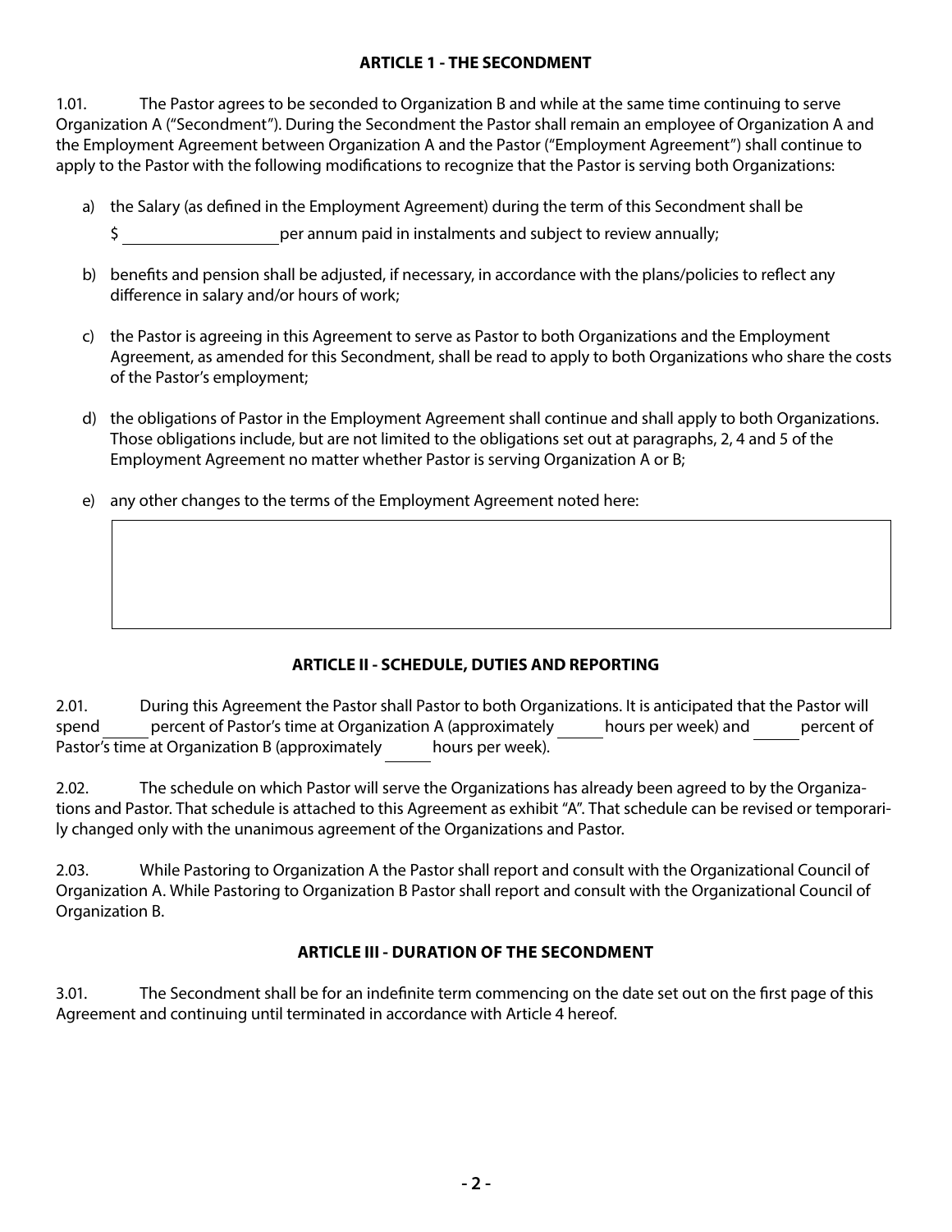## ARTICLE 1 - THE SECONDMENT

1.01. The Pastor agrees to be seconded to Organization B and while at the same time continuing to serve Organization A ("Secondment"). During the Secondment the Pastor shall remain an employee of Organization A and the Employment Agreement between Organization A and the Pastor ("Employment Agreement") shall continue to apply to the Pastor with the following modifications to recognize that the Pastor is serving both Organizations:

a) the Salary (as defined in the Employment Agreement) during the term of this Secondment shall be $ ____________ per annum paid in instalments and subject to review annually;

b) benefits and pension shall be adjusted, if necessary, in accordance with the plans/policies to reflect any difference in salary and/or hours of work;

c) the Pastor is agreeing in this Agreement to serve as Pastor to both Organizations and the Employment Agreement, as amended for this Secondment, shall be read to apply to both Organizations who share the costs of the Pastor's employment;

d) the obligations of Pastor in the Employment Agreement shall continue and shall apply to both Organizations. Those obligations include, but are not limited to the obligations set out at paragraphs, 2, 4 and 5 of the Employment Agreement no matter whether Pastor is serving Organization A or B;

e) any other changes to the terms of the Employment Agreement noted here:

## ARTICLE II - SCHEDULE, DUTIES AND REPORTING

2.01. During this Agreement the Pastor shall Pastor to both Organizations. It is anticipated that the Pastor will spend _____ percent of Pastor's time at Organization A (approximately _____ hours per week) and _____ percent of Pastor's time at Organization B (approximately _____ hours per week).

2.02. The schedule on which Pastor will serve the Organizations has already been agreed to by the Organizations and Pastor. That schedule is attached to this Agreement as exhibit "A". That schedule can be revised or temporarily changed only with the unanimous agreement of the Organizations and Pastor.

2.03. While Pastoring to Organization A the Pastor shall report and consult with the Organizational Council of Organization A. While Pastoring to Organization B Pastor shall report and consult with the Organizational Council of Organization B.

## ARTICLE III - DURATION OF THE SECONDMENT

3.01. The Secondment shall be for an indefinite term commencing on the date set out on the first page of this Agreement and continuing until terminated in accordance with Article 4 hereof.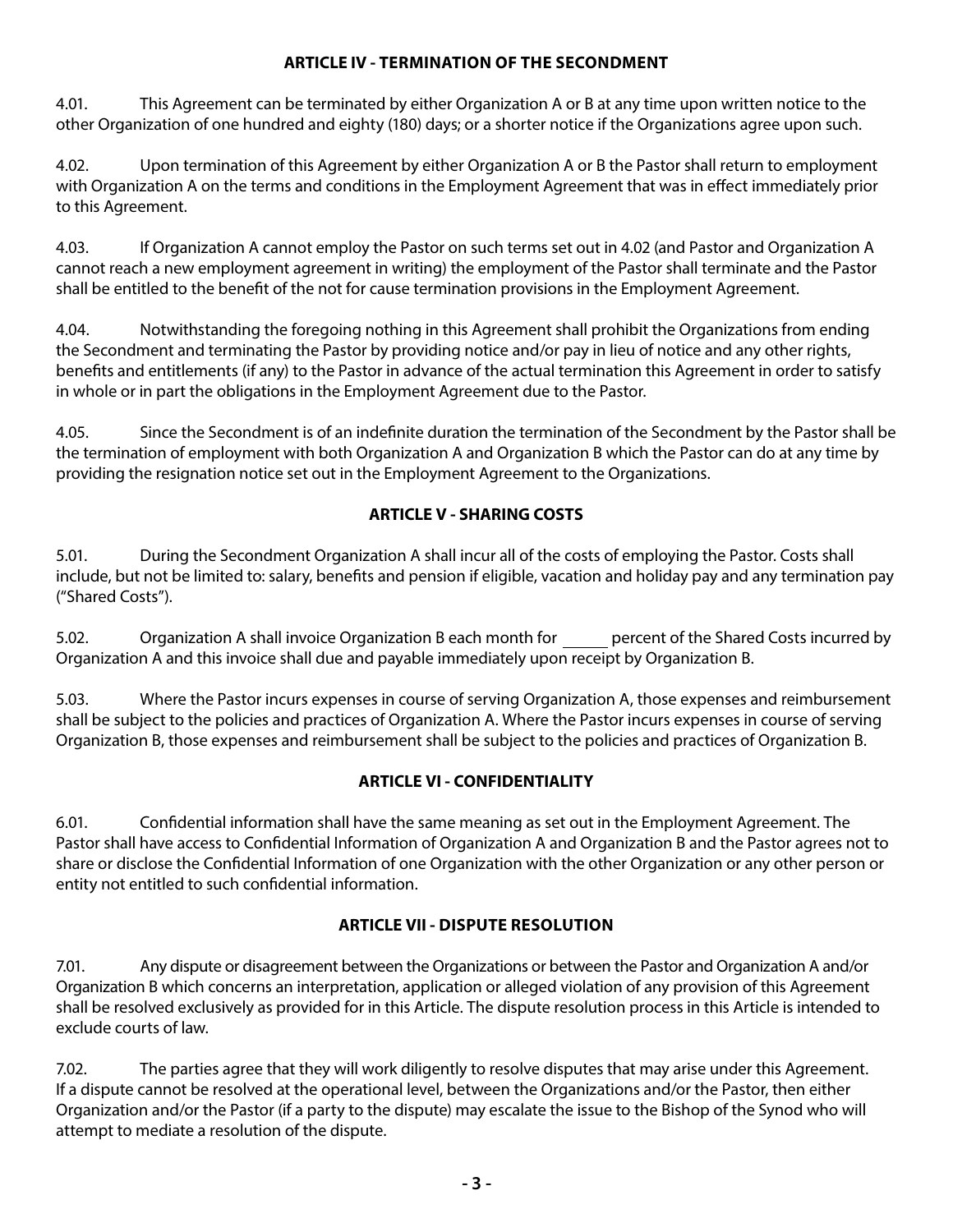## ARTICLE IV - TERMINATION OF THE SECONDMENT

4.01. This Agreement can be terminated by either Organization A or B at any time upon written notice to the other Organization of one hundred and eighty (180) days; or a shorter notice if the Organizations agree upon such.

4.02. Upon termination of this Agreement by either Organization A or B the Pastor shall return to employment with Organization A on the terms and conditions in the Employment Agreement that was in effect immediately prior to this Agreement.

4.03. If Organization A cannot employ the Pastor on such terms set out in 4.02 (and Pastor and Organization A cannot reach a new employment agreement in writing) the employment of the Pastor shall terminate and the Pastor shall be entitled to the benefit of the not for cause termination provisions in the Employment Agreement.

4.04. Notwithstanding the foregoing nothing in this Agreement shall prohibit the Organizations from ending the Secondment and terminating the Pastor by providing notice and/or pay in lieu of notice and any other rights, benefits and entitlements (if any) to the Pastor in advance of the actual termination this Agreement in order to satisfy in whole or in part the obligations in the Employment Agreement due to the Pastor.

4.05. Since the Secondment is of an indefinite duration the termination of the Secondment by the Pastor shall be the termination of employment with both Organization A and Organization B which the Pastor can do at any time by providing the resignation notice set out in the Employment Agreement to the Organizations.

## ARTICLE V - SHARING COSTS

5.01. During the Secondment Organization A shall incur all of the costs of employing the Pastor. Costs shall include, but not be limited to: salary, benefits and pension if eligible, vacation and holiday pay and any termination pay ("Shared Costs").

5.02. Organization A shall invoice Organization B each month for ______ percent of the Shared Costs incurred by Organization A and this invoice shall due and payable immediately upon receipt by Organization B.

5.03. Where the Pastor incurs expenses in course of serving Organization A, those expenses and reimbursement shall be subject to the policies and practices of Organization A. Where the Pastor incurs expenses in course of serving Organization B, those expenses and reimbursement shall be subject to the policies and practices of Organization B.

## ARTICLE VI - CONFIDENTIALITY

6.01. Confidential information shall have the same meaning as set out in the Employment Agreement. The Pastor shall have access to Confidential Information of Organization A and Organization B and the Pastor agrees not to share or disclose the Confidential Information of one Organization with the other Organization or any other person or entity not entitled to such confidential information.

## ARTICLE VII - DISPUTE RESOLUTION

7.01. Any dispute or disagreement between the Organizations or between the Pastor and Organization A and/or Organization B which concerns an interpretation, application or alleged violation of any provision of this Agreement shall be resolved exclusively as provided for in this Article. The dispute resolution process in this Article is intended to exclude courts of law.

7.02. The parties agree that they will work diligently to resolve disputes that may arise under this Agreement. If a dispute cannot be resolved at the operational level, between the Organizations and/or the Pastor, then either Organization and/or the Pastor (if a party to the dispute) may escalate the issue to the Bishop of the Synod who will attempt to mediate a resolution of the dispute.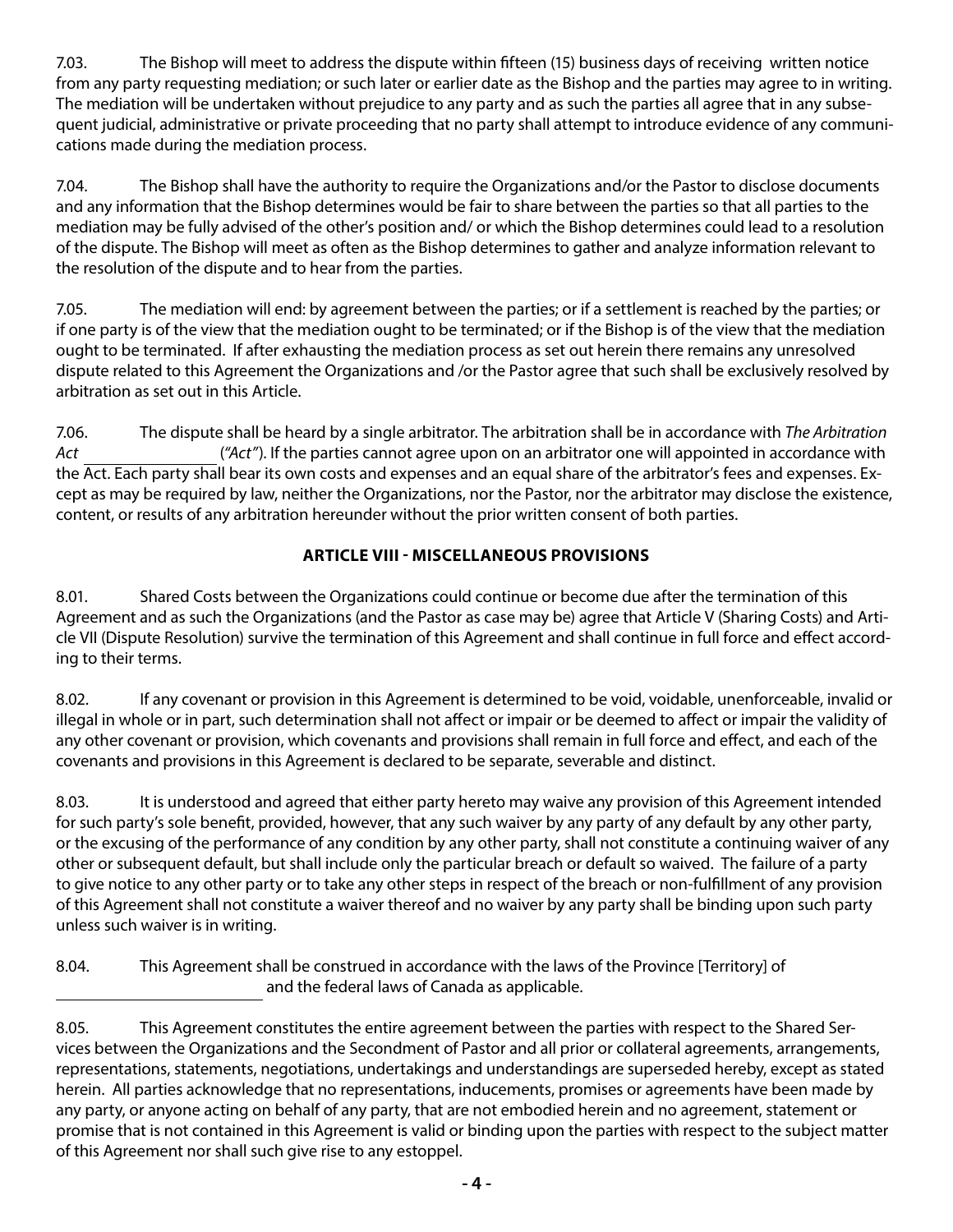7.03. The Bishop will meet to address the dispute within fifteen (15) business days of receiving written notice from any party requesting mediation; or such later or earlier date as the Bishop and the parties may agree to in writing. The mediation will be undertaken without prejudice to any party and as such the parties all agree that in any subsequent judicial, administrative or private proceeding that no party shall attempt to introduce evidence of any communications made during the mediation process.

7.04. The Bishop shall have the authority to require the Organizations and/or the Pastor to disclose documents and any information that the Bishop determines would be fair to share between the parties so that all parties to the mediation may be fully advised of the other's position and/ or which the Bishop determines could lead to a resolution of the dispute. The Bishop will meet as often as the Bishop determines to gather and analyze information relevant to the resolution of the dispute and to hear from the parties.

7.05. The mediation will end: by agreement between the parties; or if a settlement is reached by the parties; or if one party is of the view that the mediation ought to be terminated; or if the Bishop is of the view that the mediation ought to be terminated. If after exhausting the mediation process as set out herein there remains any unresolved dispute related to this Agreement the Organizations and /or the Pastor agree that such shall be exclusively resolved by arbitration as set out in this Article.

7.06. The dispute shall be heard by a single arbitrator. The arbitration shall be in accordance with *The Arbitration Act* ______________ (*"Act"*). If the parties cannot agree upon on an arbitrator one will appointed in accordance with the Act. Each party shall bear its own costs and expenses and an equal share of the arbitrator's fees and expenses. Except as may be required by law, neither the Organizations, nor the Pastor, nor the arbitrator may disclose the existence, content, or results of any arbitration hereunder without the prior written consent of both parties.

## ARTICLE VIII - MISCELLANEOUS PROVISIONS

8.01. Shared Costs between the Organizations could continue or become due after the termination of this Agreement and as such the Organizations (and the Pastor as case may be) agree that Article V (Sharing Costs) and Article VII (Dispute Resolution) survive the termination of this Agreement and shall continue in full force and effect according to their terms.

8.02. If any covenant or provision in this Agreement is determined to be void, voidable, unenforceable, invalid or illegal in whole or in part, such determination shall not affect or impair or be deemed to affect or impair the validity of any other covenant or provision, which covenants and provisions shall remain in full force and effect, and each of the covenants and provisions in this Agreement is declared to be separate, severable and distinct.

8.03. It is understood and agreed that either party hereto may waive any provision of this Agreement intended for such party's sole benefit, provided, however, that any such waiver by any party of any default by any other party, or the excusing of the performance of any condition by any other party, shall not constitute a continuing waiver of any other or subsequent default, but shall include only the particular breach or default so waived. The failure of a party to give notice to any other party or to take any other steps in respect of the breach or non-fulfillment of any provision of this Agreement shall not constitute a waiver thereof and no waiver by any party shall be binding upon such party unless such waiver is in writing.

8.04. This Agreement shall be construed in accordance with the laws of the Province [Territory] of ______________________ and the federal laws of Canada as applicable.

8.05. This Agreement constitutes the entire agreement between the parties with respect to the Shared Services between the Organizations and the Secondment of Pastor and all prior or collateral agreements, arrangements, representations, statements, negotiations, undertakings and understandings are superseded hereby, except as stated herein. All parties acknowledge that no representations, inducements, promises or agreements have been made by any party, or anyone acting on behalf of any party, that are not embodied herein and no agreement, statement or promise that is not contained in this Agreement is valid or binding upon the parties with respect to the subject matter of this Agreement nor shall such give rise to any estoppel.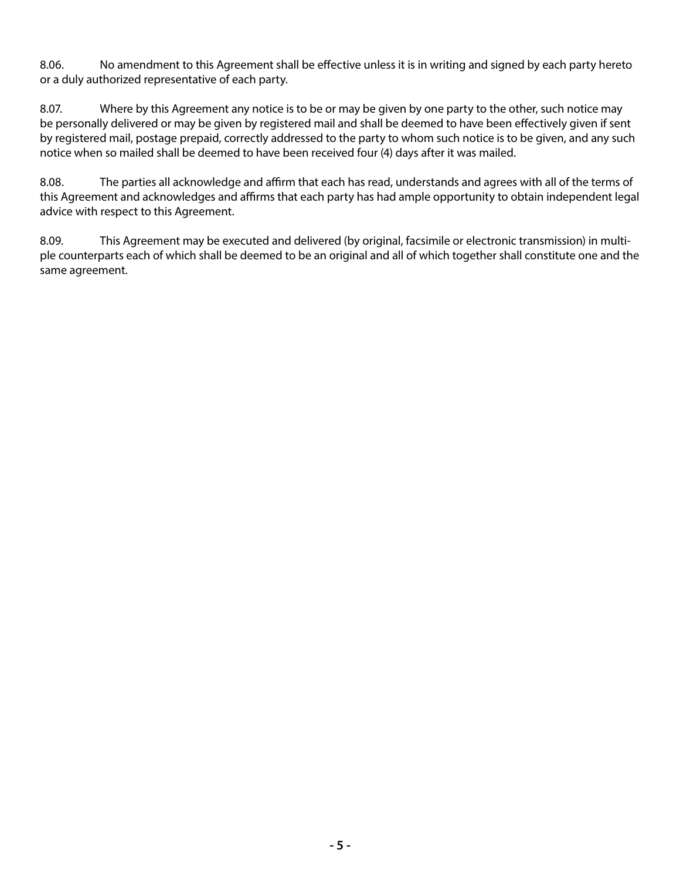8.06. No amendment to this Agreement shall be effective unless it is in writing and signed by each party hereto or a duly authorized representative of each party.

8.07. Where by this Agreement any notice is to be or may be given by one party to the other, such notice may be personally delivered or may be given by registered mail and shall be deemed to have been effectively given if sent by registered mail, postage prepaid, correctly addressed to the party to whom such notice is to be given, and any such notice when so mailed shall be deemed to have been received four (4) days after it was mailed.

8.08. The parties all acknowledge and affirm that each has read, understands and agrees with all of the terms of this Agreement and acknowledges and affirms that each party has had ample opportunity to obtain independent legal advice with respect to this Agreement.

8.09. This Agreement may be executed and delivered (by original, facsimile or electronic transmission) in multiple counterparts each of which shall be deemed to be an original and all of which together shall constitute one and the same agreement.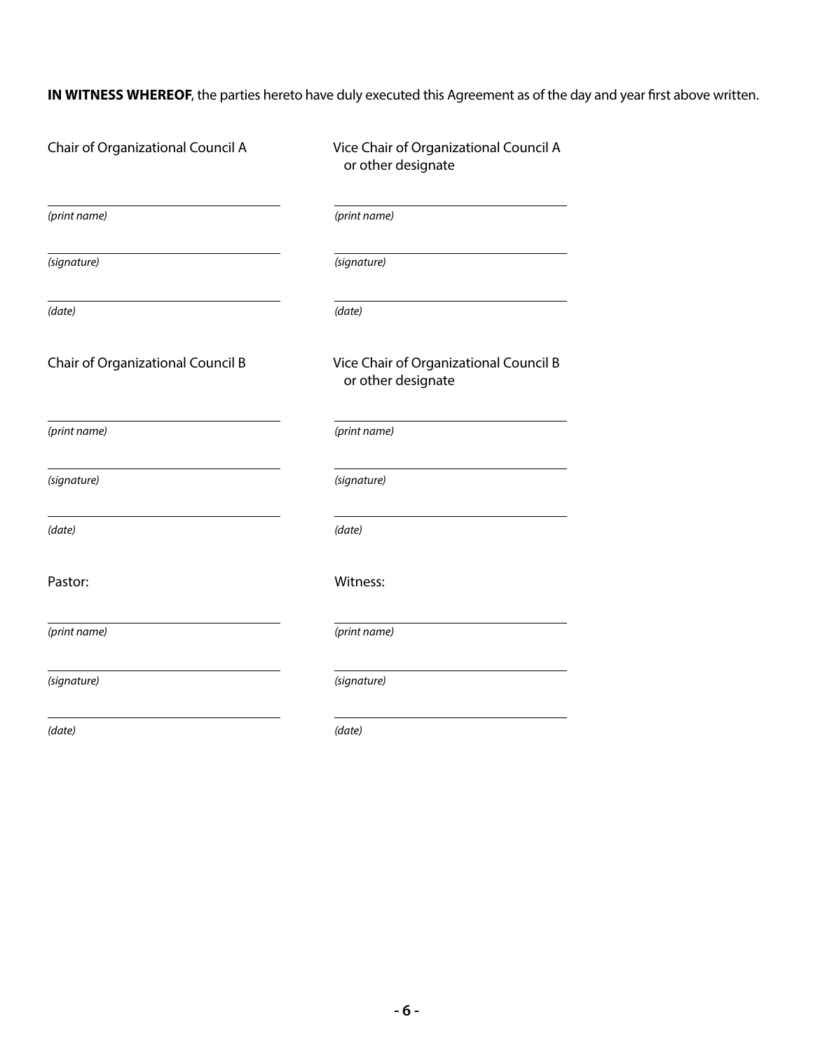**IN WITNESS WHEREOF**, the parties hereto have duly executed this Agreement as of the day and year first above written.

Chair of Organizational Council A

______________________________
*(print name)*

______________________________
*(signature)*

______________________________
*(date)*

Vice Chair of Organizational Council A or other designate

______________________________
*(print name)*

______________________________
*(signature)*

______________________________
*(date)*

Chair of Organizational Council B

______________________________
*(print name)*

______________________________
*(signature)*

______________________________
*(date)*

Vice Chair of Organizational Council B or other designate

______________________________
*(print name)*

______________________________
*(signature)*

______________________________
*(date)*

Pastor:

______________________________
*(print name)*

______________________________
*(signature)*

______________________________
*(date)*

Witness:

______________________________
*(print name)*

______________________________
*(signature)*

______________________________
*(date)*